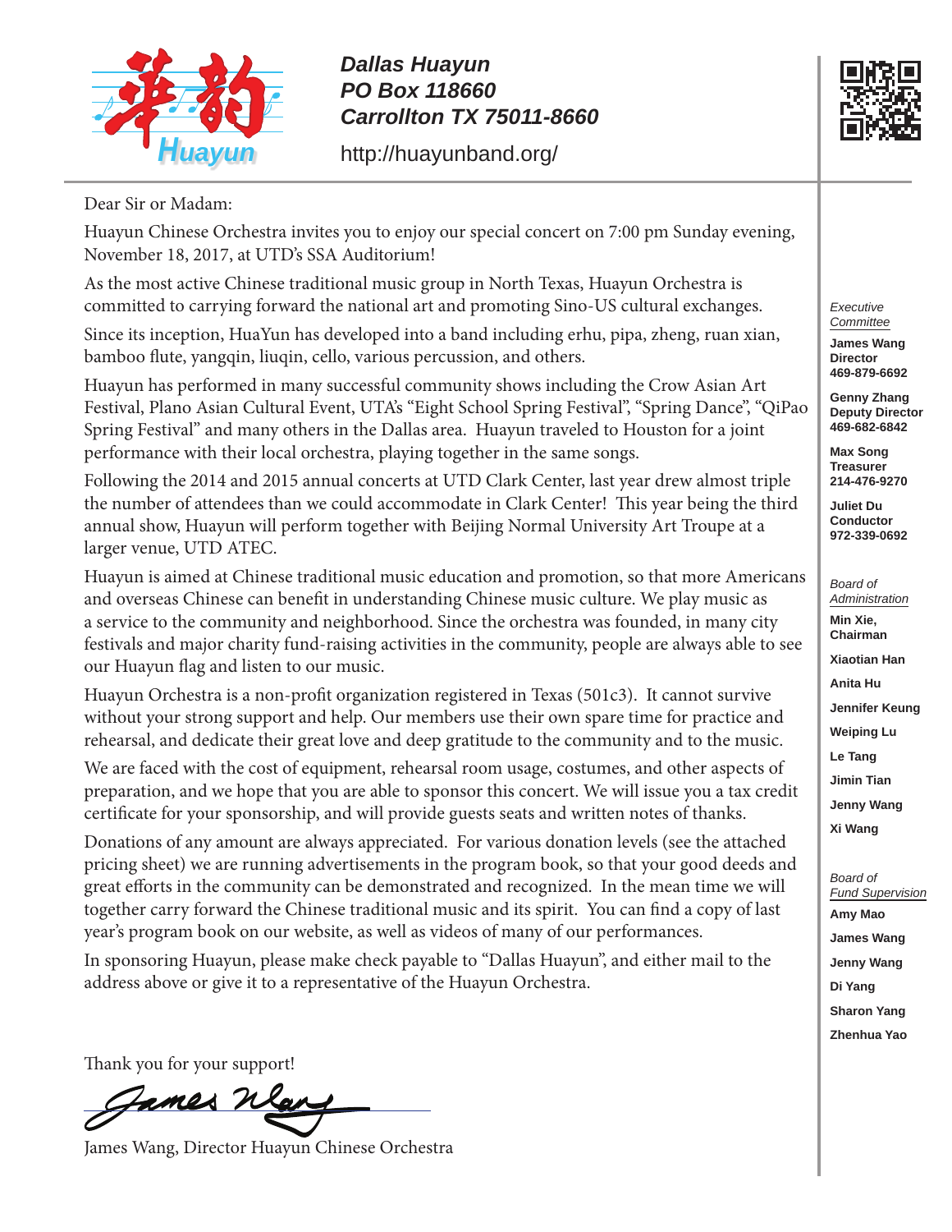**Dallas Huayun**
**PO Box 118660**
**Carrollton TX 75011-8660**

http://huayunband.org/

Dear Sir or Madam:

Huayun Chinese Orchestra invites you to enjoy our special concert on 7:00 pm Sunday evening, November 18, 2017, at UTD's SSA Auditorium!

As the most active Chinese traditional music group in North Texas, Huayun Orchestra is committed to carrying forward the national art and promoting Sino-US cultural exchanges.

Since its inception, HuaYun has developed into a band including erhu, pipa, zheng, ruan xian, bamboo flute, yangqin, liuqin, cello, various percussion, and others.

Huayun has performed in many successful community shows including the Crow Asian Art Festival, Plano Asian Cultural Event, UTA's "Eight School Spring Festival", "Spring Dance", "QiPao Spring Festival" and many others in the Dallas area. Huayun traveled to Houston for a joint performance with their local orchestra, playing together in the same songs.

Following the 2014 and 2015 annual concerts at UTD Clark Center, last year drew almost triple the number of attendees than we could accommodate in Clark Center! This year being the third annual show, Huayun will perform together with Beijing Normal University Art Troupe at a larger venue, UTD ATEC.

Huayun is aimed at Chinese traditional music education and promotion, so that more Americans and overseas Chinese can benefit in understanding Chinese music culture. We play music as a service to the community and neighborhood. Since the orchestra was founded, in many city festivals and major charity fund-raising activities in the community, people are always able to see our Huayun flag and listen to our music.

Huayun Orchestra is a non-profit organization registered in Texas (501c3). It cannot survive without your strong support and help. Our members use their own spare time for practice and rehearsal, and dedicate their great love and deep gratitude to the community and to the music.

We are faced with the cost of equipment, rehearsal room usage, costumes, and other aspects of preparation, and we hope that you are able to sponsor this concert. We will issue you a tax credit certificate for your sponsorship, and will provide guests seats and written notes of thanks.

Donations of any amount are always appreciated. For various donation levels (see the attached pricing sheet) we are running advertisements in the program book, so that your good deeds and great efforts in the community can be demonstrated and recognized. In the mean time we will together carry forward the Chinese traditional music and its spirit. You can find a copy of last year's program book on our website, as well as videos of many of our performances.

In sponsoring Huayun, please make check payable to "Dallas Huayun", and either mail to the address above or give it to a representative of the Huayun Orchestra.

Thank you for your support!

James Wang, Director Huayun Chinese Orchestra

*Executive Committee*

**James Wang**
**Director**
**469-879-6692**

**Genny Zhang**
**Deputy Director**
**469-682-6842**

**Max Song**
**Treasurer**
**214-476-9270**

**Juliet Du**
**Conductor**
**972-339-0692**

*Board of Administration*

**Min Xie, Chairman**

**Xiaotian Han**

**Anita Hu**

**Jennifer Keung**

**Weiping Lu**

**Le Tang**

**Jimin Tian**

**Jenny Wang**

**Xi Wang**

*Board of Fund Supervision*

**Amy Mao**

**James Wang**

**Jenny Wang**

**Di Yang**

**Sharon Yang**

**Zhenhua Yao**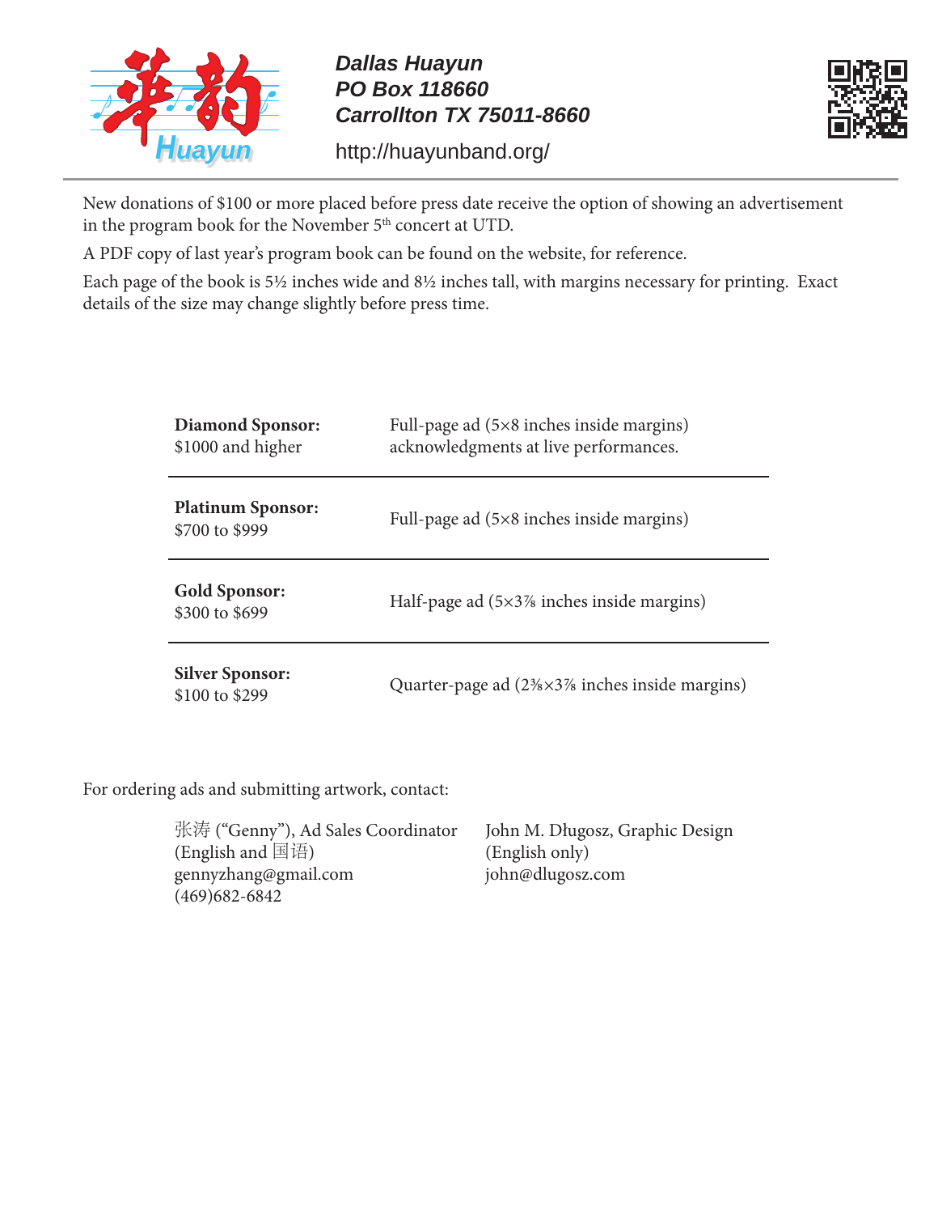**Dallas Huayun**
**PO Box 118660**
**Carrollton TX 75011-8660**

http://huayunband.org/

New donations of $100 or more placed before press date receive the option of showing an advertisement in the program book for the November 5th concert at UTD.

A PDF copy of last year's program book can be found on the website, for reference.

Each page of the book is 5½ inches wide and 8½ inches tall, with margins necessary for printing. Exact details of the size may change slightly before press time.

| | |
|---|---|
| **Diamond Sponsor:** $1000 and higher | Full-page ad (5×8 inches inside margins) acknowledgments at live performances. |
| **Platinum Sponsor:** $700 to $999 | Full-page ad (5×8 inches inside margins) |
| **Gold Sponsor:** $300 to $699 | Half-page ad (5×3⅞ inches inside margins) |
| **Silver Sponsor:** $100 to $299 | Quarter-page ad (2⅜×3⅞ inches inside margins) |

For ordering ads and submitting artwork, contact:

张涛 ("Genny"), Ad Sales Coordinator
(English and 国语)
gennyzhang@gmail.com
(469)682-6842

John M. Długosz, Graphic Design
(English only)
john@dlugosz.com